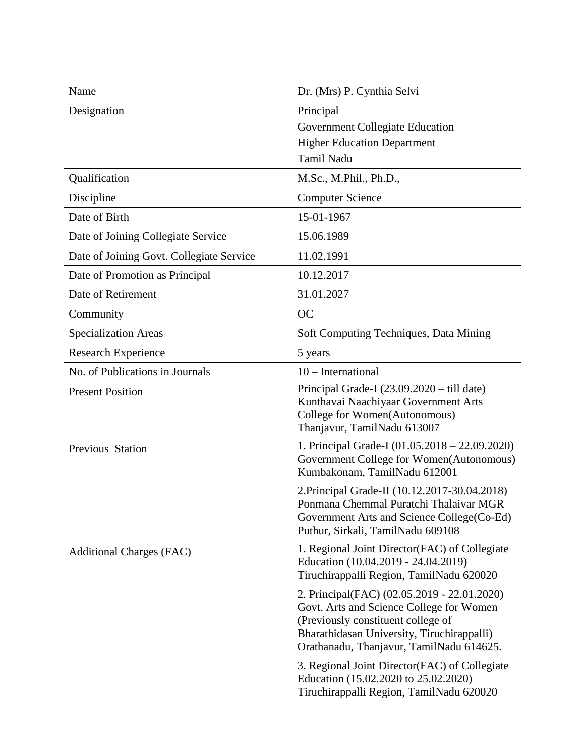| Name | Dr. (Mrs) P. Cynthia Selvi |
|---|---|
| Designation | Principal<br>Government Collegiate Education<br>Higher Education Department<br>Tamil Nadu |
| Qualification | M.Sc., M.Phil., Ph.D., |
| Discipline | Computer Science |
| Date of Birth | 15-01-1967 |
| Date of Joining Collegiate Service | 15.06.1989 |
| Date of Joining Govt. Collegiate Service | 11.02.1991 |
| Date of Promotion as Principal | 10.12.2017 |
| Date of Retirement | 31.01.2027 |
| Community | OC |
| Specialization Areas | Soft Computing Techniques, Data Mining |
| Research Experience | 5 years |
| No. of Publications in Journals | 10 – International |
| Present Position | Principal Grade-I (23.09.2020 – till date)<br>Kunthavai Naachiyaar Government Arts College for Women(Autonomous)<br>Thanjavur, TamilNadu 613007 |
| Previous Station | 1. Principal Grade-I (01.05.2018 – 22.09.2020)<br>Government College for Women(Autonomous)<br>Kumbakonam, TamilNadu 612001<br><br>2.Principal Grade-II (10.12.2017-30.04.2018)<br>Ponmana Chemmal Puratchi Thalaivar MGR Government Arts and Science College(Co-Ed)<br>Puthur, Sirkali, TamilNadu 609108 |
| Additional Charges (FAC) | 1. Regional Joint Director(FAC) of Collegiate Education (10.04.2019 - 24.04.2019)<br>Tiruchirappalli Region, TamilNadu 620020<br><br>2. Principal(FAC) (02.05.2019 - 22.01.2020)<br>Govt. Arts and Science College for Women (Previously constituent college of Bharathidasan University, Tiruchirappalli)<br>Orathanadu, Thanjavur, TamilNadu 614625.<br><br>3. Regional Joint Director(FAC) of Collegiate Education (15.02.2020 to 25.02.2020)<br>Tiruchirappalli Region, TamilNadu 620020 |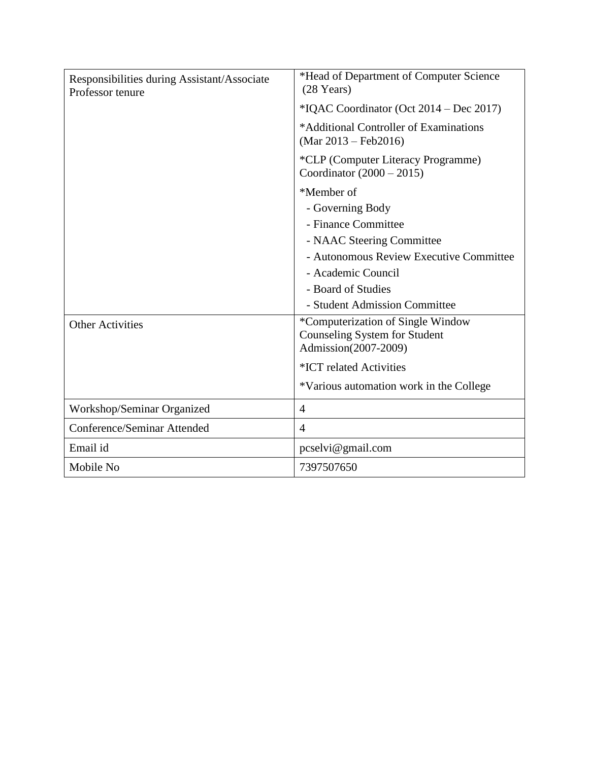| | |
|---|---|
| Responsibilities during Assistant/Associate Professor tenure | *Head of Department of Computer Science (28 Years)<br>*IQAC Coordinator (Oct 2014 – Dec 2017)<br>*Additional Controller of Examinations (Mar 2013 – Feb2016)<br>*CLP (Computer Literacy Programme) Coordinator (2000 – 2015)<br>*Member of<br>- Governing Body<br>- Finance Committee<br>- NAAC Steering Committee<br>- Autonomous Review Executive Committee<br>- Academic Council<br>- Board of Studies<br>- Student Admission Committee |
| Other Activities | *Computerization of Single Window Counseling System for Student Admission(2007-2009)<br>*ICT related Activities<br>*Various automation work in the College |
| Workshop/Seminar Organized | 4 |
| Conference/Seminar Attended | 4 |
| Email id | pcselvi@gmail.com |
| Mobile No | 7397507650 |